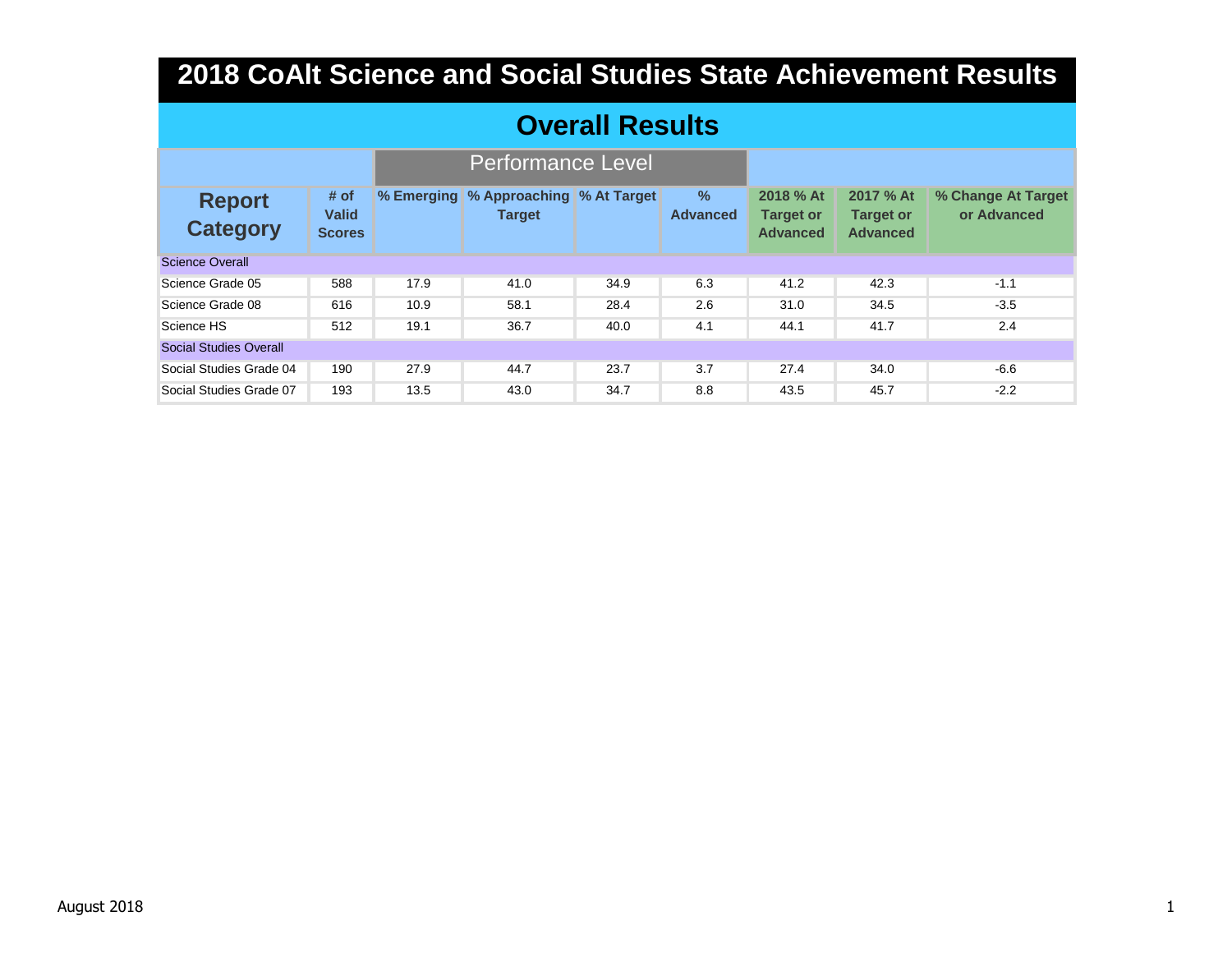# 2018 CoAlt Science and Social Studies State Achievement Results

## Overall Results

| Report Category | # of Valid Scores | Performance Level | | | | | | |
|---|---|---|---|---|---|---|---|---|
| | | % Emerging | % Approaching Target | % At Target | % Advanced | 2018 % At Target or Advanced | 2017 % At Target or Advanced | % Change At Target or Advanced |
| **Science Overall** | | | | | | | | |
| Science Grade 05 | 588 | 17.9 | 41.0 | 34.9 | 6.3 | 41.2 | 42.3 | -1.1 |
| Science Grade 08 | 616 | 10.9 | 58.1 | 28.4 | 2.6 | 31.0 | 34.5 | -3.5 |
| Science HS | 512 | 19.1 | 36.7 | 40.0 | 4.1 | 44.1 | 41.7 | 2.4 |
| **Social Studies Overall** | | | | | | | | |
| Social Studies Grade 04 | 190 | 27.9 | 44.7 | 23.7 | 3.7 | 27.4 | 34.0 | -6.6 |
| Social Studies Grade 07 | 193 | 13.5 | 43.0 | 34.7 | 8.8 | 43.5 | 45.7 | -2.2 |

August 2018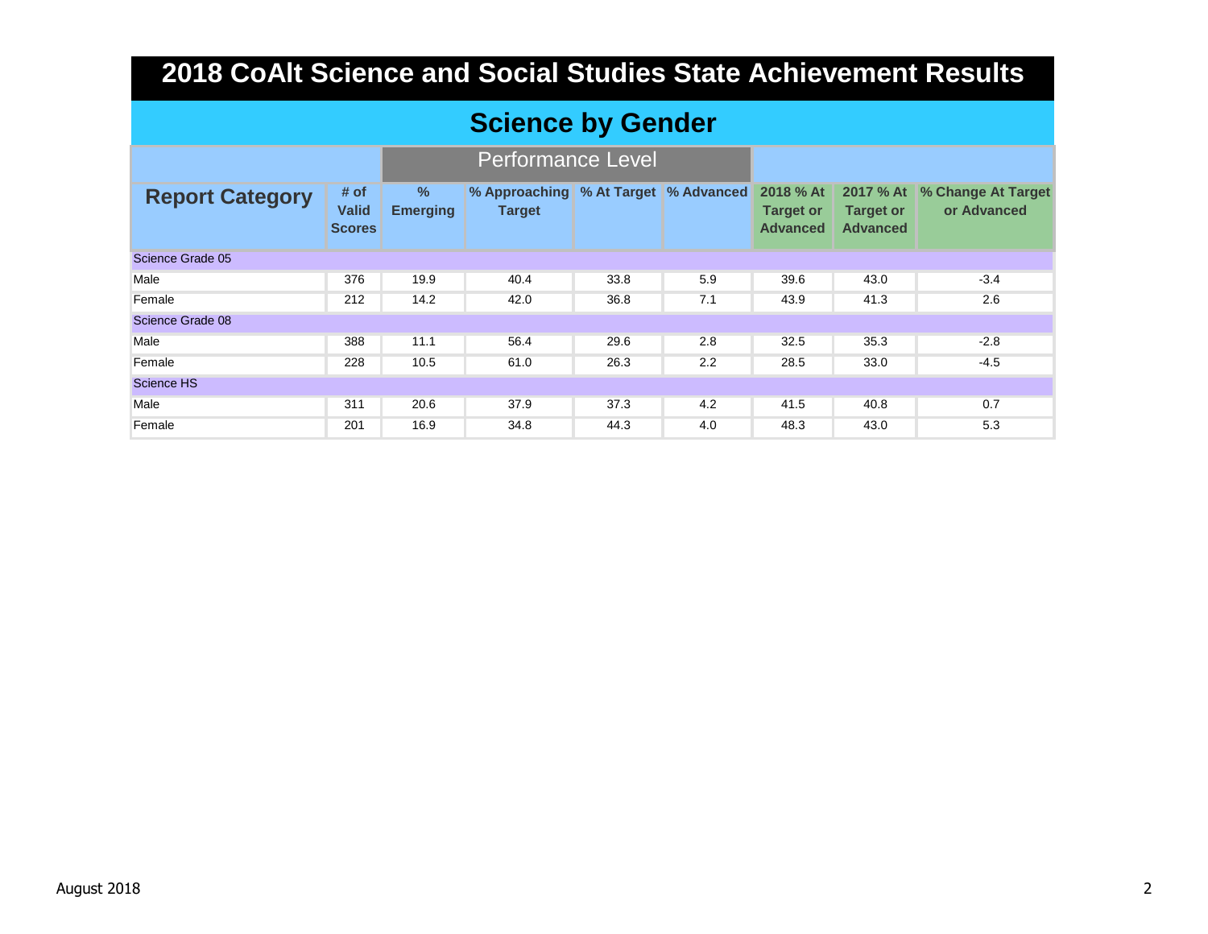# 2018 CoAlt Science and Social Studies State Achievement Results

## Science by Gender

| Report Category | # of Valid Scores | Performance Level | | | | 2018 % At Target or Advanced | 2017 % At Target or Advanced | % Change At Target or Advanced |
|---|---|---|---|---|---|---|---|---|
| | | % Emerging | % Approaching Target | % At Target | % Advanced | | | |
| **Science Grade 05** | | | | | | | | |
| Male | 376 | 19.9 | 40.4 | 33.8 | 5.9 | 39.6 | 43.0 | -3.4 |
| Female | 212 | 14.2 | 42.0 | 36.8 | 7.1 | 43.9 | 41.3 | 2.6 |
| **Science Grade 08** | | | | | | | | |
| Male | 388 | 11.1 | 56.4 | 29.6 | 2.8 | 32.5 | 35.3 | -2.8 |
| Female | 228 | 10.5 | 61.0 | 26.3 | 2.2 | 28.5 | 33.0 | -4.5 |
| **Science HS** | | | | | | | | |
| Male | 311 | 20.6 | 37.9 | 37.3 | 4.2 | 41.5 | 40.8 | 0.7 |
| Female | 201 | 16.9 | 34.8 | 44.3 | 4.0 | 48.3 | 43.0 | 5.3 |

August 2018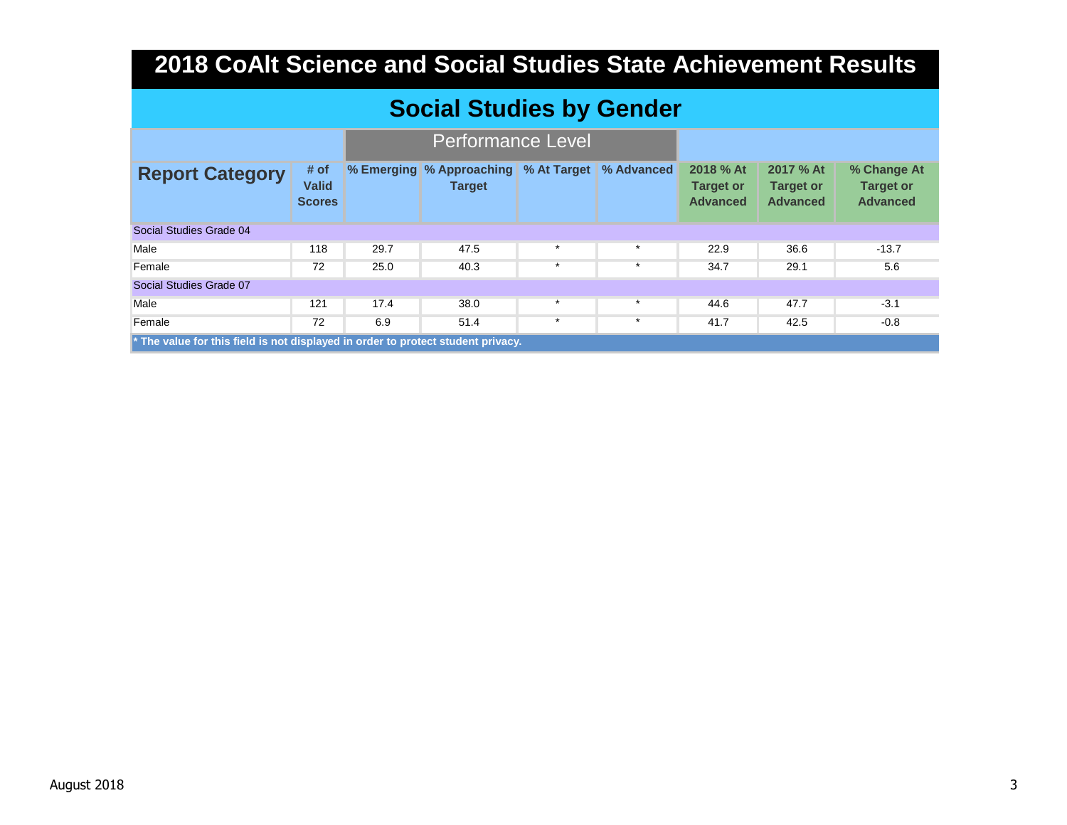# 2018 CoAlt Science and Social Studies State Achievement Results

## Social Studies by Gender

| | | Performance Level | | | | | | |
|---|---|---|---|---|---|---|---|---|
| **Report Category** | **# of Valid Scores** | **% Emerging** | **% Approaching Target** | **% At Target** | **% Advanced** | **2018 % At Target or Advanced** | **2017 % At Target or Advanced** | **% Change At Target or Advanced** |
| Social Studies Grade 04 | | | | | | | | |
| Male | 118 | 29.7 | 47.5 | * | * | 22.9 | 36.6 | -13.7 |
| Female | 72 | 25.0 | 40.3 | * | * | 34.7 | 29.1 | 5.6 |
| Social Studies Grade 07 | | | | | | | | |
| Male | 121 | 17.4 | 38.0 | * | * | 44.6 | 47.7 | -3.1 |
| Female | 72 | 6.9 | 51.4 | * | * | 41.7 | 42.5 | -0.8 |

**\* The value for this field is not displayed in order to protect student privacy.**

August 2018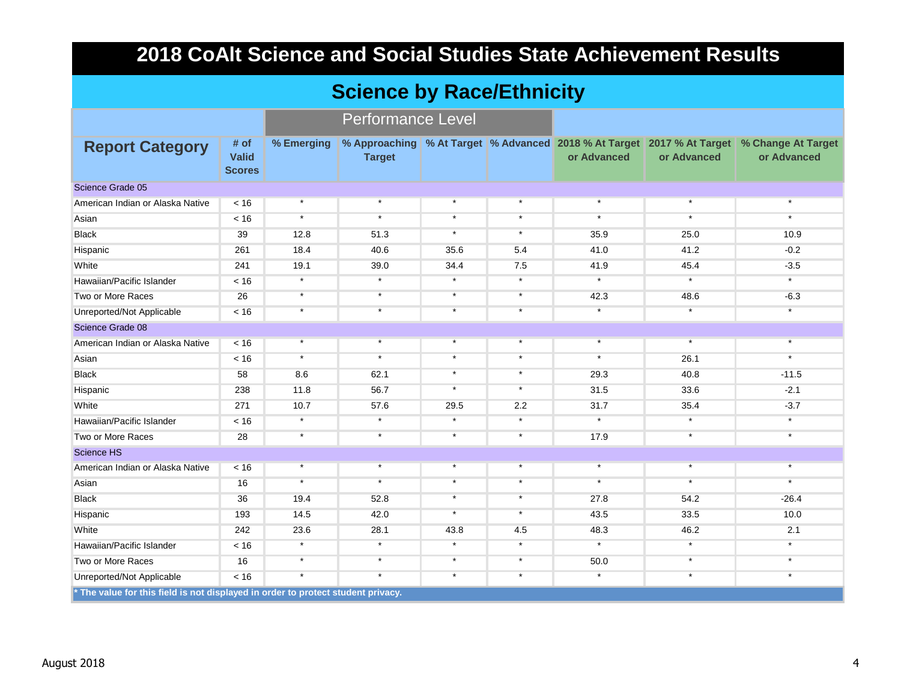# 2018 CoAlt Science and Social Studies State Achievement Results

## Science by Race/Ethnicity

| Report Category | # of Valid Scores | Performance Level | | | | | | |
|---|---|---|---|---|---|---|---|---|
| | | % Emerging | % Approaching Target | % At Target | % Advanced | 2018 % At Target or Advanced | 2017 % At Target or Advanced | % Change At Target or Advanced |
| **Science Grade 05** | | | | | | | | |
| American Indian or Alaska Native | < 16 | * | * | * | * | * | * | * |
| Asian | < 16 | * | * | * | * | * | * | * |
| Black | 39 | 12.8 | 51.3 | * | * | 35.9 | 25.0 | 10.9 |
| Hispanic | 261 | 18.4 | 40.6 | 35.6 | 5.4 | 41.0 | 41.2 | -0.2 |
| White | 241 | 19.1 | 39.0 | 34.4 | 7.5 | 41.9 | 45.4 | -3.5 |
| Hawaiian/Pacific Islander | < 16 | * | * | * | * | * | * | * |
| Two or More Races | 26 | * | * | * | * | 42.3 | 48.6 | -6.3 |
| Unreported/Not Applicable | < 16 | * | * | * | * | * | * | * |
| **Science Grade 08** | | | | | | | | |
| American Indian or Alaska Native | < 16 | * | * | * | * | * | * | * |
| Asian | < 16 | * | * | * | * | * | 26.1 | * |
| Black | 58 | 8.6 | 62.1 | * | * | 29.3 | 40.8 | -11.5 |
| Hispanic | 238 | 11.8 | 56.7 | * | * | 31.5 | 33.6 | -2.1 |
| White | 271 | 10.7 | 57.6 | 29.5 | 2.2 | 31.7 | 35.4 | -3.7 |
| Hawaiian/Pacific Islander | < 16 | * | * | * | * | * | * | * |
| Two or More Races | 28 | * | * | * | * | 17.9 | * | * |
| **Science HS** | | | | | | | | |
| American Indian or Alaska Native | < 16 | * | * | * | * | * | * | * |
| Asian | 16 | * | * | * | * | * | * | * |
| Black | 36 | 19.4 | 52.8 | * | * | 27.8 | 54.2 | -26.4 |
| Hispanic | 193 | 14.5 | 42.0 | * | * | 43.5 | 33.5 | 10.0 |
| White | 242 | 23.6 | 28.1 | 43.8 | 4.5 | 48.3 | 46.2 | 2.1 |
| Hawaiian/Pacific Islander | < 16 | * | * | * | * | * | * | * |
| Two or More Races | 16 | * | * | * | * | 50.0 | * | * |
| Unreported/Not Applicable | < 16 | * | * | * | * | * | * | * |

**\* The value for this field is not displayed in order to protect student privacy.**

August 2018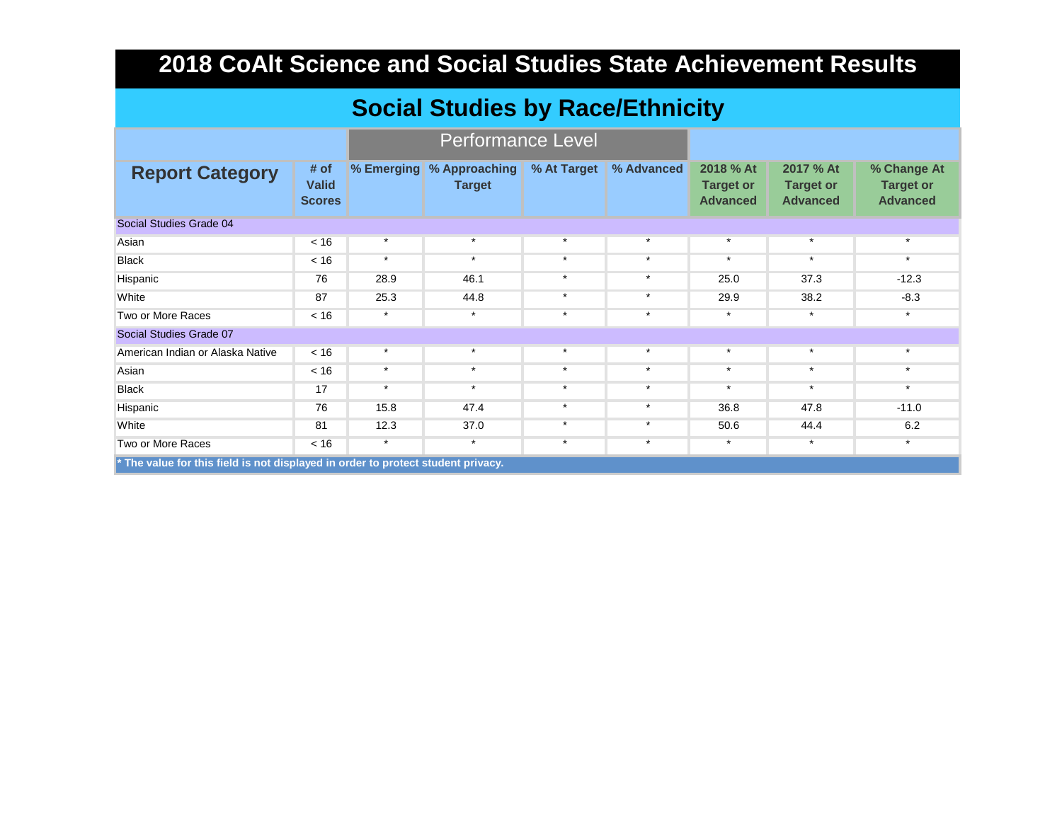# 2018 CoAlt Science and Social Studies State Achievement Results

## Social Studies by Race/Ethnicity

| | | Performance Level | | | | | | |
|---|---|---|---|---|---|---|---|---|
| **Report Category** | **# of Valid Scores** | **% Emerging** | **% Approaching Target** | **% At Target** | **% Advanced** | **2018 % At Target or Advanced** | **2017 % At Target or Advanced** | **% Change At Target or Advanced** |
| Social Studies Grade 04 | | | | | | | | |
| Asian | < 16 | * | * | * | * | * | * | * |
| Black | < 16 | * | * | * | * | * | * | * |
| Hispanic | 76 | 28.9 | 46.1 | * | * | 25.0 | 37.3 | -12.3 |
| White | 87 | 25.3 | 44.8 | * | * | 29.9 | 38.2 | -8.3 |
| Two or More Races | < 16 | * | * | * | * | * | * | * |
| Social Studies Grade 07 | | | | | | | | |
| American Indian or Alaska Native | < 16 | * | * | * | * | * | * | * |
| Asian | < 16 | * | * | * | * | * | * | * |
| Black | 17 | * | * | * | * | * | * | * |
| Hispanic | 76 | 15.8 | 47.4 | * | * | 36.8 | 47.8 | -11.0 |
| White | 81 | 12.3 | 37.0 | * | * | 50.6 | 44.4 | 6.2 |
| Two or More Races | < 16 | * | * | * | * | * | * | * |

**\* The value for this field is not displayed in order to protect student privacy.**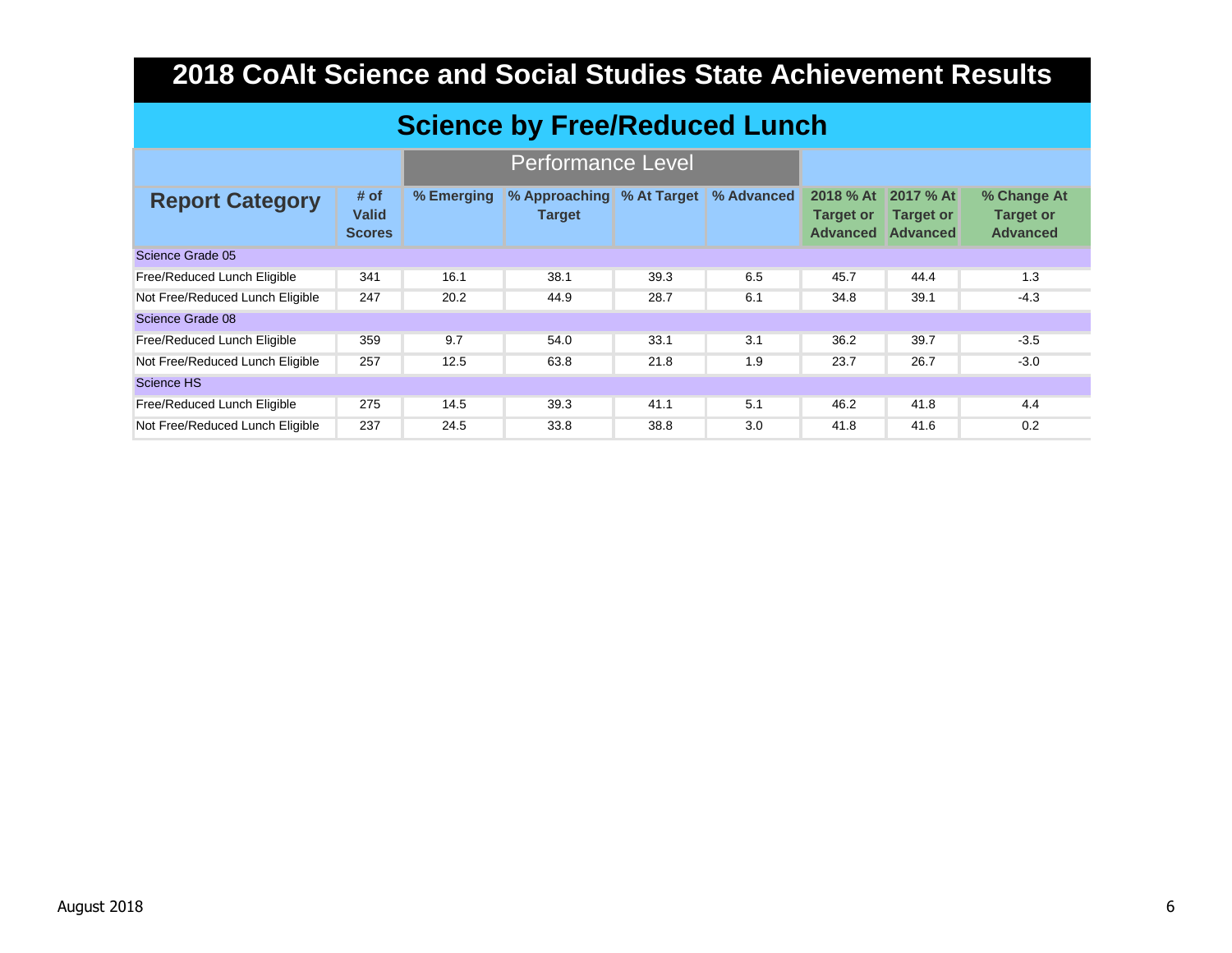# 2018 CoAlt Science and Social Studies State Achievement Results

## Science by Free/Reduced Lunch

| | | Performance Level | | | | | | |
|---|---|---|---|---|---|---|---|---|
| **Report Category** | **# of Valid Scores** | **% Emerging** | **% Approaching Target** | **% At Target** | **% Advanced** | **2018 % At Target or Advanced** | **2017 % At Target or Advanced** | **% Change At Target or Advanced** |
| Science Grade 05 | | | | | | | | |
| Free/Reduced Lunch Eligible | 341 | 16.1 | 38.1 | 39.3 | 6.5 | 45.7 | 44.4 | 1.3 |
| Not Free/Reduced Lunch Eligible | 247 | 20.2 | 44.9 | 28.7 | 6.1 | 34.8 | 39.1 | -4.3 |
| Science Grade 08 | | | | | | | | |
| Free/Reduced Lunch Eligible | 359 | 9.7 | 54.0 | 33.1 | 3.1 | 36.2 | 39.7 | -3.5 |
| Not Free/Reduced Lunch Eligible | 257 | 12.5 | 63.8 | 21.8 | 1.9 | 23.7 | 26.7 | -3.0 |
| Science HS | | | | | | | | |
| Free/Reduced Lunch Eligible | 275 | 14.5 | 39.3 | 41.1 | 5.1 | 46.2 | 41.8 | 4.4 |
| Not Free/Reduced Lunch Eligible | 237 | 24.5 | 33.8 | 38.8 | 3.0 | 41.8 | 41.6 | 0.2 |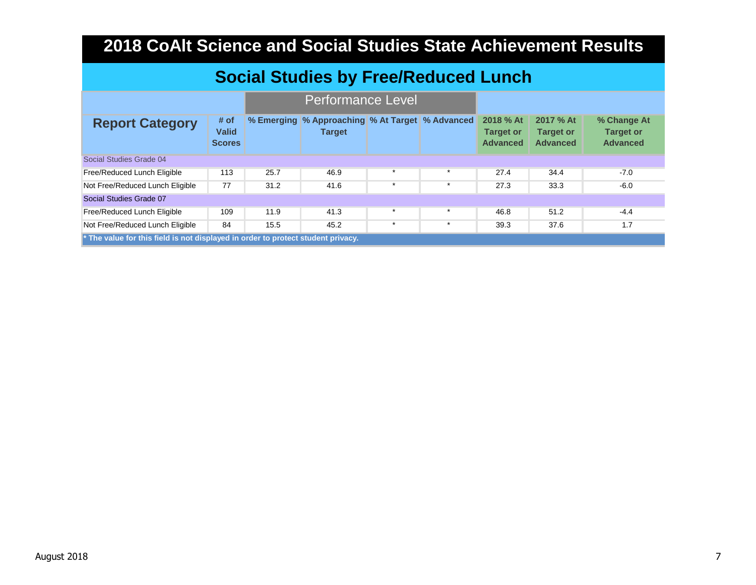# 2018 CoAlt Science and Social Studies State Achievement Results

## Social Studies by Free/Reduced Lunch

| Report Category | # of Valid Scores | Performance Level | | | | 2018 % At Target or Advanced | 2017 % At Target or Advanced | % Change At Target or Advanced |
|---|---|---|---|---|---|---|---|---|
| | | % Emerging | % Approaching Target | % At Target | % Advanced | | | |
| Social Studies Grade 04 | | | | | | | | |
| Free/Reduced Lunch Eligible | 113 | 25.7 | 46.9 | * | * | 27.4 | 34.4 | -7.0 |
| Not Free/Reduced Lunch Eligible | 77 | 31.2 | 41.6 | * | * | 27.3 | 33.3 | -6.0 |
| Social Studies Grade 07 | | | | | | | | |
| Free/Reduced Lunch Eligible | 109 | 11.9 | 41.3 | * | * | 46.8 | 51.2 | -4.4 |
| Not Free/Reduced Lunch Eligible | 84 | 15.5 | 45.2 | * | * | 39.3 | 37.6 | 1.7 |

**\* The value for this field is not displayed in order to protect student privacy.**

August 2018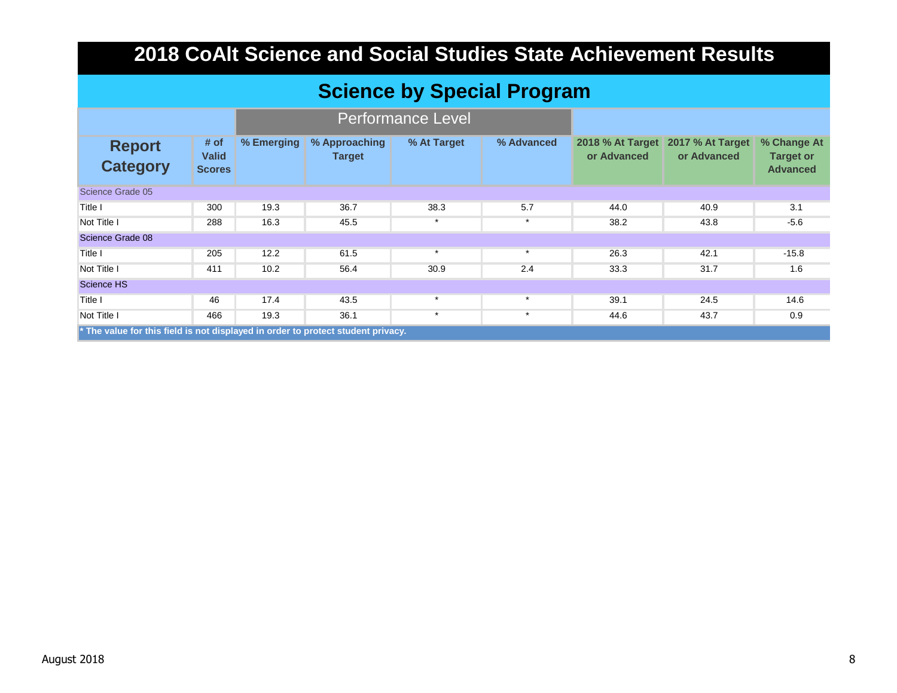# 2018 CoAlt Science and Social Studies State Achievement Results

## Science by Special Program

| Report Category | # of Valid Scores | Performance Level | | | | | | |
|---|---|---|---|---|---|---|---|---|
| | | % Emerging | % Approaching Target | % At Target | % Advanced | 2018 % At Target or Advanced | 2017 % At Target or Advanced | % Change At Target or Advanced |
| Science Grade 05 | | | | | | | | |
| Title I | 300 | 19.3 | 36.7 | 38.3 | 5.7 | 44.0 | 40.9 | 3.1 |
| Not Title I | 288 | 16.3 | 45.5 | * | * | 38.2 | 43.8 | -5.6 |
| Science Grade 08 | | | | | | | | |
| Title I | 205 | 12.2 | 61.5 | * | * | 26.3 | 42.1 | -15.8 |
| Not Title I | 411 | 10.2 | 56.4 | 30.9 | 2.4 | 33.3 | 31.7 | 1.6 |
| Science HS | | | | | | | | |
| Title I | 46 | 17.4 | 43.5 | * | * | 39.1 | 24.5 | 14.6 |
| Not Title I | 466 | 19.3 | 36.1 | * | * | 44.6 | 43.7 | 0.9 |

**\* The value for this field is not displayed in order to protect student privacy.**

August 2018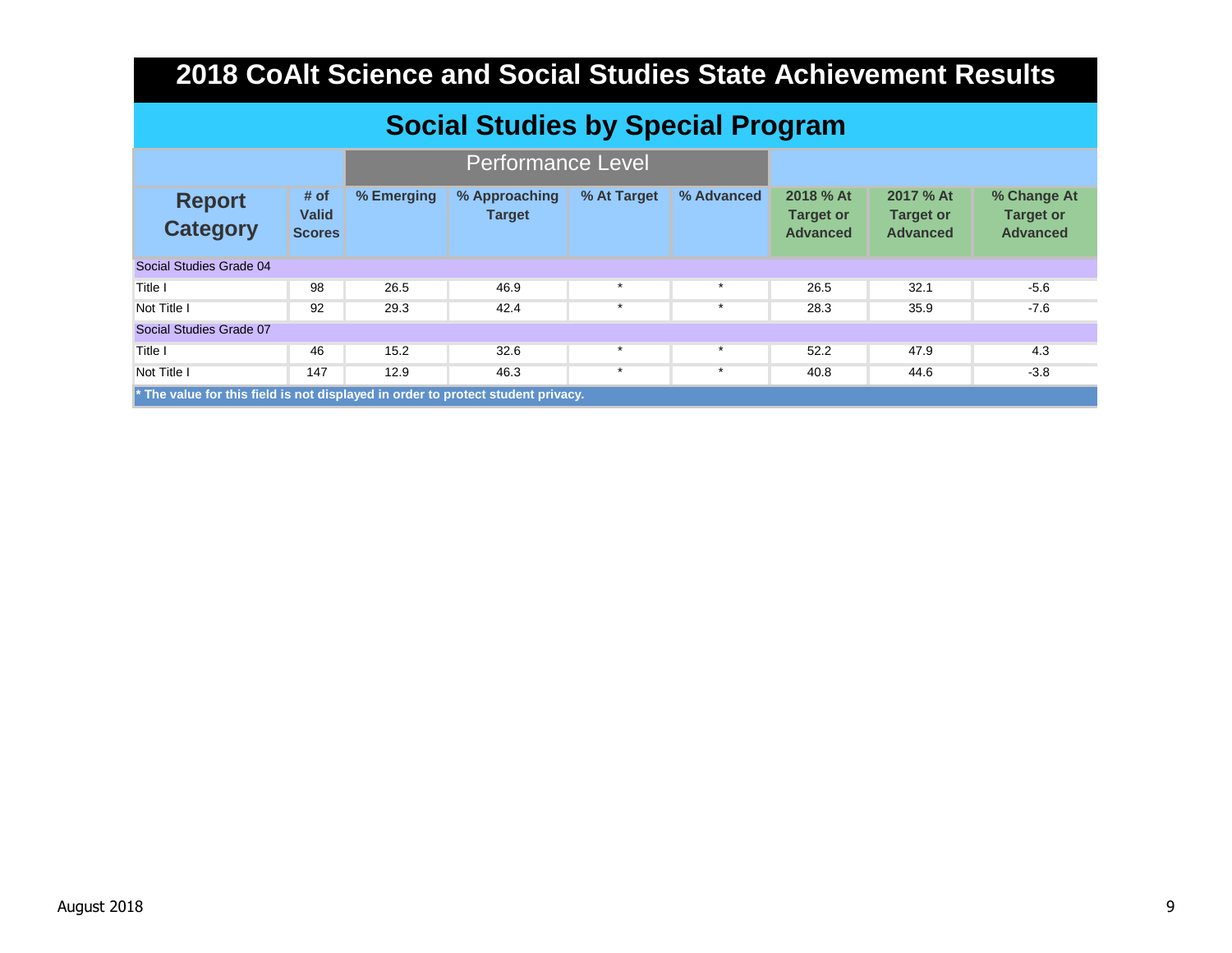# 2018 CoAlt Science and Social Studies State Achievement Results

## Social Studies by Special Program

| Report Category | # of Valid Scores | Performance Level | | | | 2018 % At Target or Advanced | 2017 % At Target or Advanced | % Change At Target or Advanced |
|---|---|---|---|---|---|---|---|---|
| | | % Emerging | % Approaching Target | % At Target | % Advanced | | | |
| **Social Studies Grade 04** | | | | | | | | |
| Title I | 98 | 26.5 | 46.9 | * | * | 26.5 | 32.1 | -5.6 |
| Not Title I | 92 | 29.3 | 42.4 | * | * | 28.3 | 35.9 | -7.6 |
| **Social Studies Grade 07** | | | | | | | | |
| Title I | 46 | 15.2 | 32.6 | * | * | 52.2 | 47.9 | 4.3 |
| Not Title I | 147 | 12.9 | 46.3 | * | * | 40.8 | 44.6 | -3.8 |

**\* The value for this field is not displayed in order to protect student privacy.**

August 2018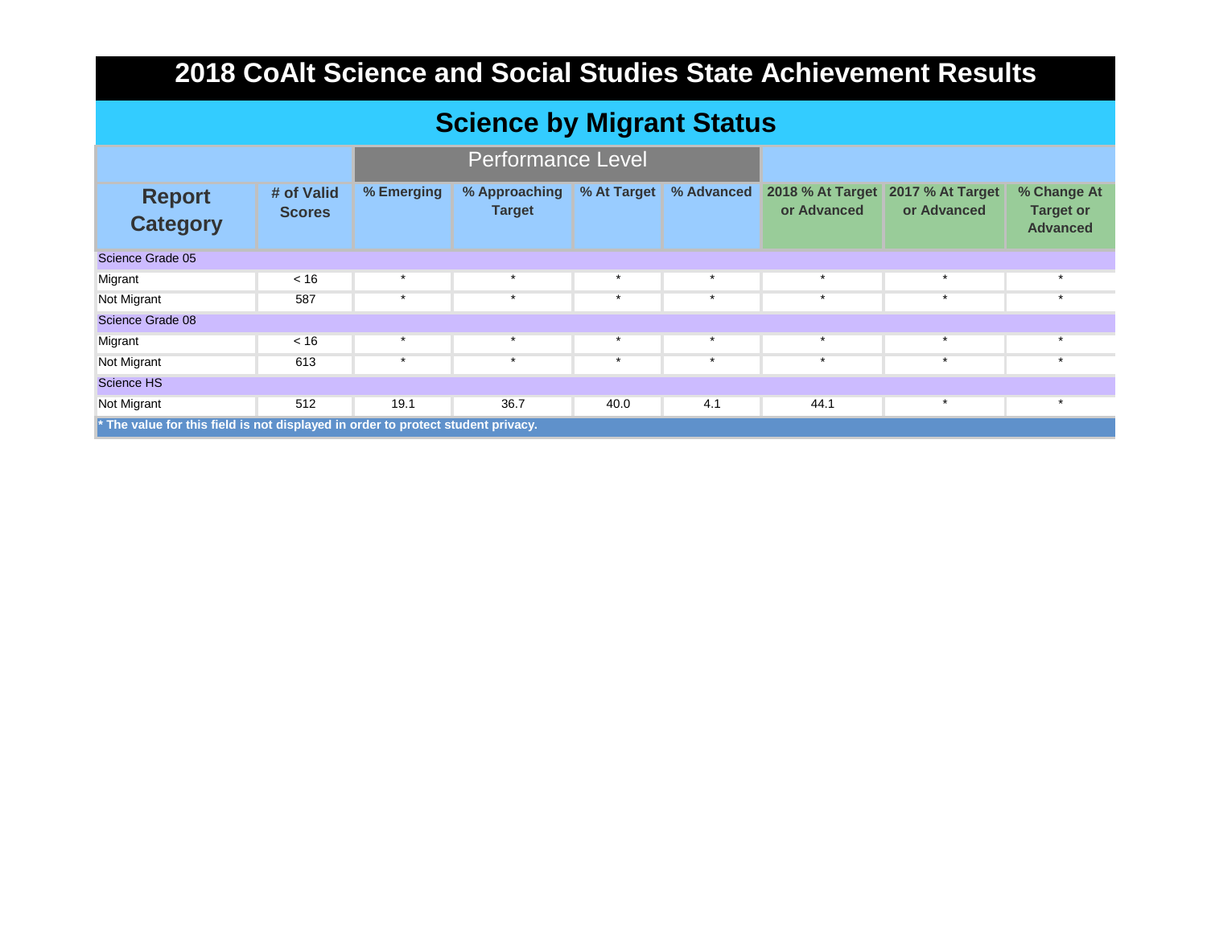# 2018 CoAlt Science and Social Studies State Achievement Results

## Science by Migrant Status

| Report Category | # of Valid Scores | Performance Level | | | | | | |
|---|---|---|---|---|---|---|---|---|
| | | % Emerging | % Approaching Target | % At Target | % Advanced | 2018 % At Target or Advanced | 2017 % At Target or Advanced | % Change At Target or Advanced |
| **Science Grade 05** | | | | | | | | |
| Migrant | < 16 | * | * | * | * | * | * | * |
| Not Migrant | 587 | * | * | * | * | * | * | * |
| **Science Grade 08** | | | | | | | | |
| Migrant | < 16 | * | * | * | * | * | * | * |
| Not Migrant | 613 | * | * | * | * | * | * | * |
| **Science HS** | | | | | | | | |
| Not Migrant | 512 | 19.1 | 36.7 | 40.0 | 4.1 | 44.1 | * | * |

**\* The value for this field is not displayed in order to protect student privacy.**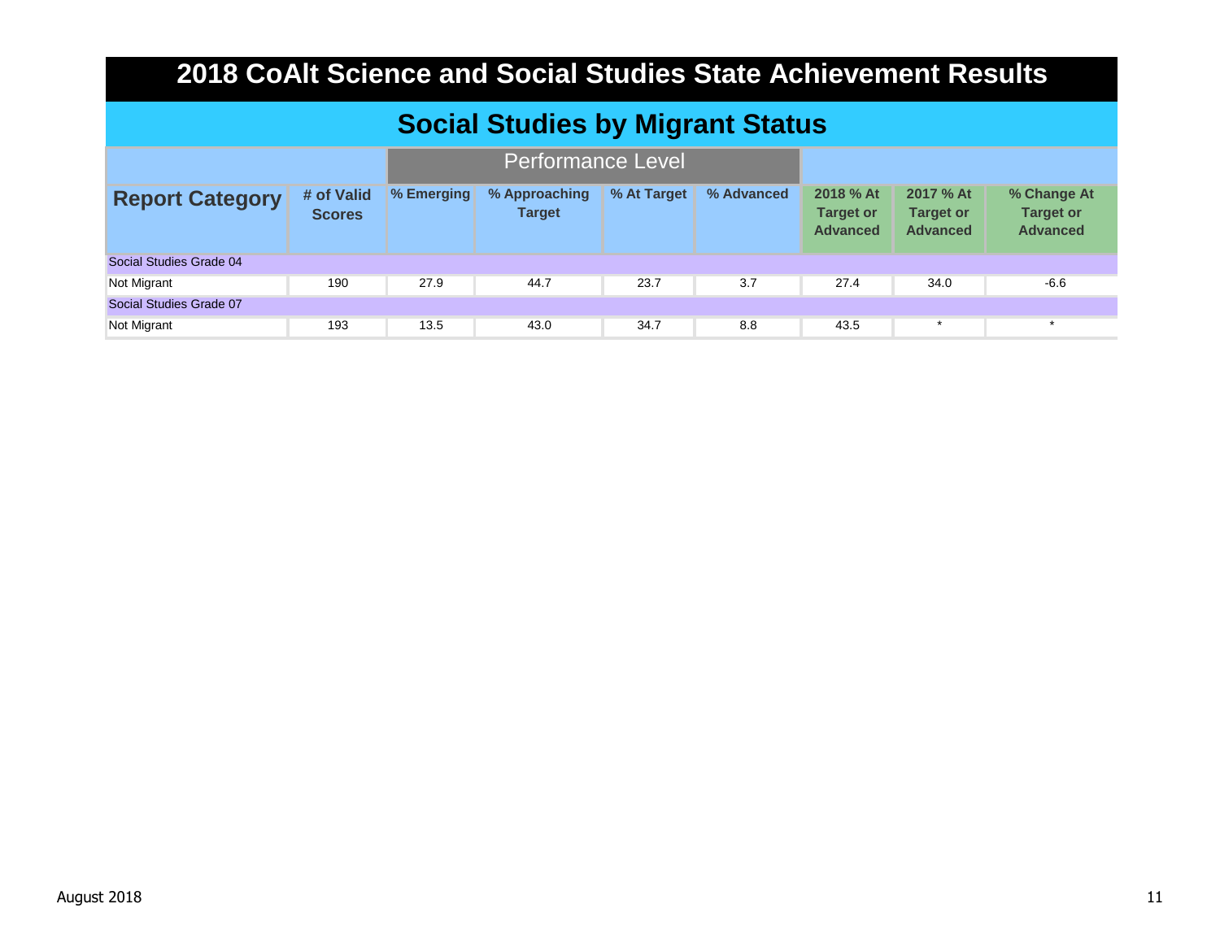# 2018 CoAlt Science and Social Studies State Achievement Results

## Social Studies by Migrant Status

| | | Performance Level | | | | | | |
|---|---|---|---|---|---|---|---|---|
| **Report Category** | **# of Valid Scores** | **% Emerging** | **% Approaching Target** | **% At Target** | **% Advanced** | **2018 % At Target or Advanced** | **2017 % At Target or Advanced** | **% Change At Target or Advanced** |
| Social Studies Grade 04 | | | | | | | | |
| Not Migrant | 190 | 27.9 | 44.7 | 23.7 | 3.7 | 27.4 | 34.0 | -6.6 |
| Social Studies Grade 07 | | | | | | | | |
| Not Migrant | 193 | 13.5 | 43.0 | 34.7 | 8.8 | 43.5 | * | * |

August 2018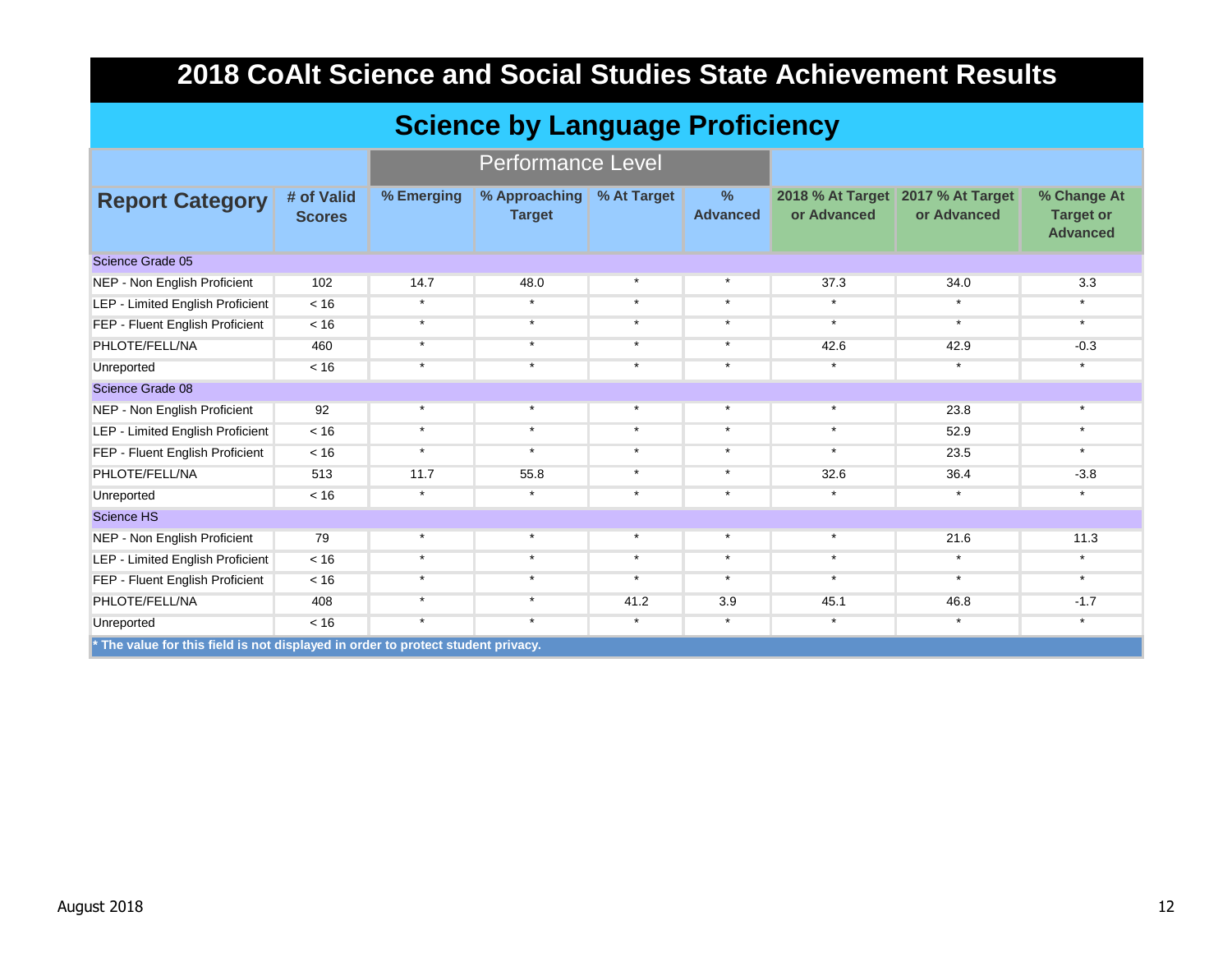# 2018 CoAlt Science and Social Studies State Achievement Results

## Science by Language Proficiency

| Report Category | # of Valid Scores | Performance Level | | | | | | |
|---|---|---|---|---|---|---|---|---|
| | | % Emerging | % Approaching Target | % At Target | % Advanced | 2018 % At Target or Advanced | 2017 % At Target or Advanced | % Change At Target or Advanced |
| **Science Grade 05** | | | | | | | | |
| NEP - Non English Proficient | 102 | 14.7 | 48.0 | * | * | 37.3 | 34.0 | 3.3 |
| LEP - Limited English Proficient | < 16 | * | * | * | * | * | * | * |
| FEP - Fluent English Proficient | < 16 | * | * | * | * | * | * | * |
| PHLOTE/FELL/NA | 460 | * | * | * | * | 42.6 | 42.9 | -0.3 |
| Unreported | < 16 | * | * | * | * | * | * | * |
| **Science Grade 08** | | | | | | | | |
| NEP - Non English Proficient | 92 | * | * | * | * | * | 23.8 | * |
| LEP - Limited English Proficient | < 16 | * | * | * | * | * | 52.9 | * |
| FEP - Fluent English Proficient | < 16 | * | * | * | * | * | 23.5 | * |
| PHLOTE/FELL/NA | 513 | 11.7 | 55.8 | * | * | 32.6 | 36.4 | -3.8 |
| Unreported | < 16 | * | * | * | * | * | * | * |
| **Science HS** | | | | | | | | |
| NEP - Non English Proficient | 79 | * | * | * | * | * | 21.6 | 11.3 |
| LEP - Limited English Proficient | < 16 | * | * | * | * | * | * | * |
| FEP - Fluent English Proficient | < 16 | * | * | * | * | * | * | * |
| PHLOTE/FELL/NA | 408 | * | * | 41.2 | 3.9 | 45.1 | 46.8 | -1.7 |
| Unreported | < 16 | * | * | * | * | * | * | * |

**\* The value for this field is not displayed in order to protect student privacy.**

August 2018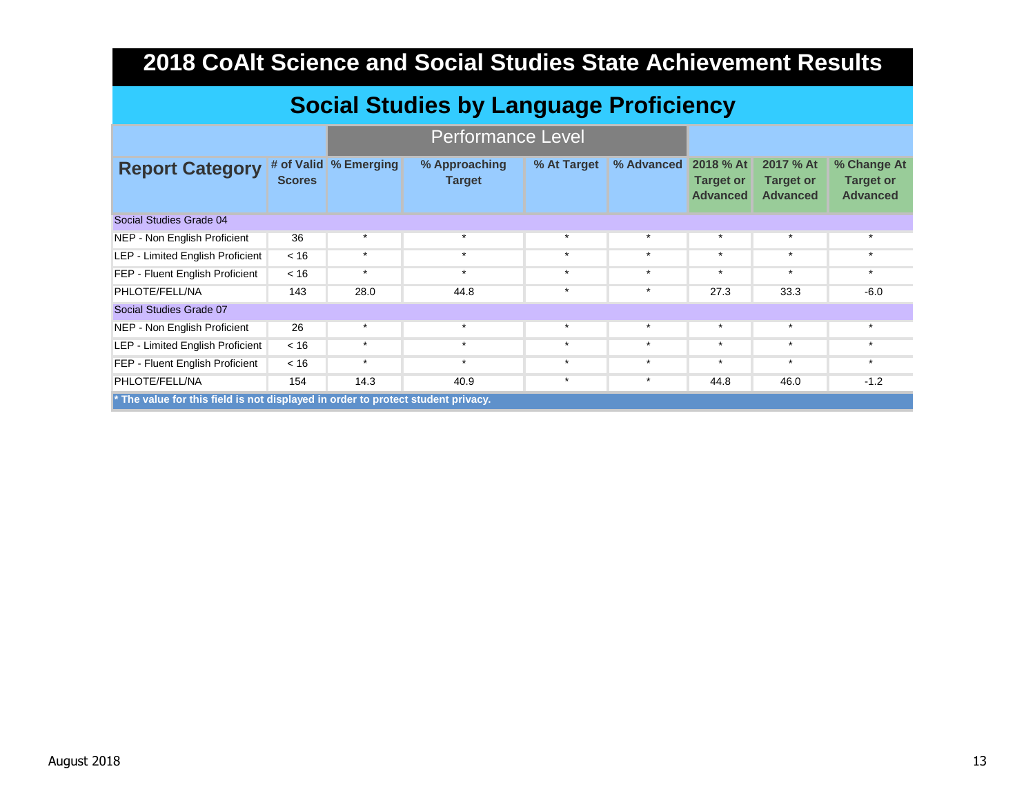# 2018 CoAlt Science and Social Studies State Achievement Results

## Social Studies by Language Proficiency

| | | Performance Level | | | | | | |
|---|---|---|---|---|---|---|---|---|
| **Report Category** | **# of Valid Scores** | **% Emerging** | **% Approaching Target** | **% At Target** | **% Advanced** | **2018 % At Target or Advanced** | **2017 % At Target or Advanced** | **% Change At Target or Advanced** |
| Social Studies Grade 04 | | | | | | | | |
| NEP - Non English Proficient | 36 | * | * | * | * | * | * | * |
| LEP - Limited English Proficient | < 16 | * | * | * | * | * | * | * |
| FEP - Fluent English Proficient | < 16 | * | * | * | * | * | * | * |
| PHLOTE/FELL/NA | 143 | 28.0 | 44.8 | * | * | 27.3 | 33.3 | -6.0 |
| Social Studies Grade 07 | | | | | | | | |
| NEP - Non English Proficient | 26 | * | * | * | * | * | * | * |
| LEP - Limited English Proficient | < 16 | * | * | * | * | * | * | * |
| FEP - Fluent English Proficient | < 16 | * | * | * | * | * | * | * |
| PHLOTE/FELL/NA | 154 | 14.3 | 40.9 | * | * | 44.8 | 46.0 | -1.2 |

**\* The value for this field is not displayed in order to protect student privacy.**

August 2018